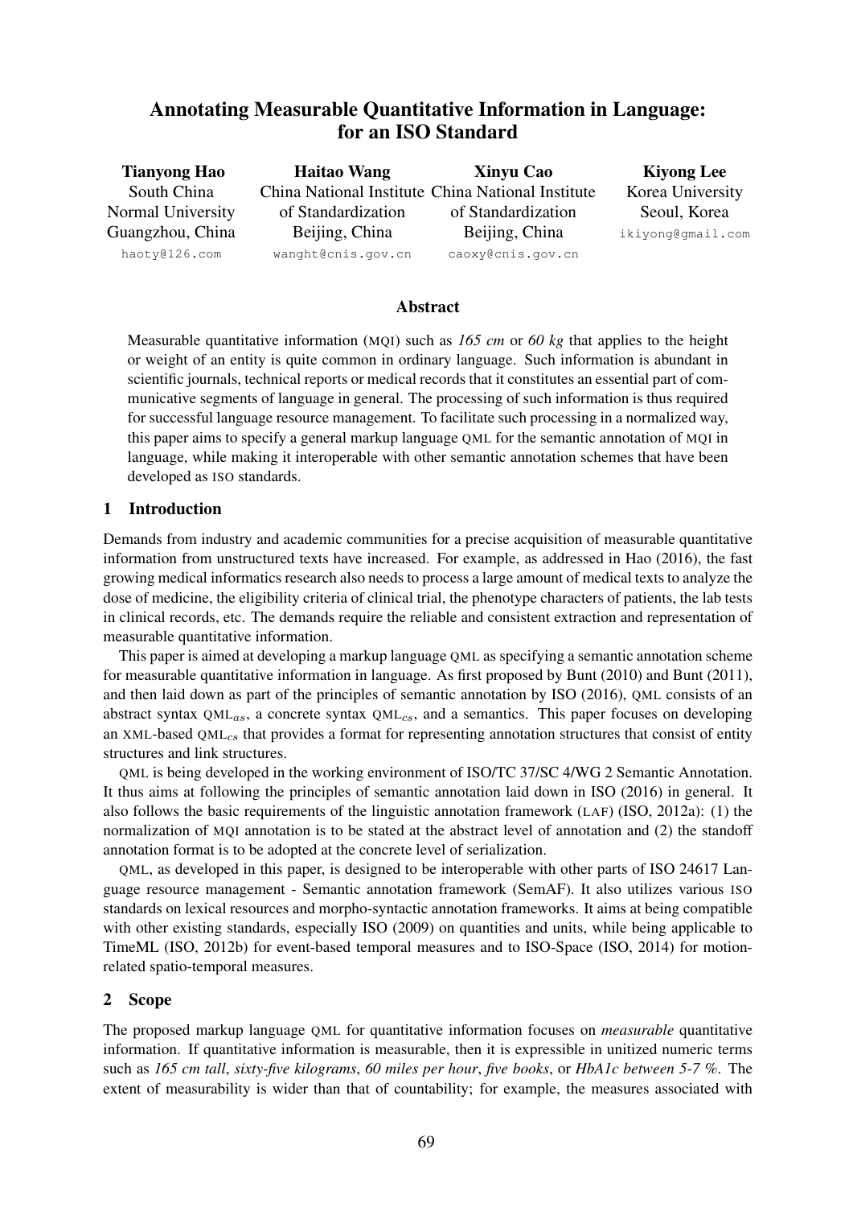# Annotating Measurable Quantitative Information in Language: for an ISO Standard

**Tianyong Hao**
South China Normal University
Guangzhou, China
haoty@126.com

**Haitao Wang**
China National Institute of Standardization
Beijing, China
wanght@cnis.gov.cn

**Xinyu Cao**
China National Institute of Standardization
Beijing, China
caoxy@cnis.gov.cn

**Kiyong Lee**
Korea University
Seoul, Korea
ikiyong@gmail.com

## Abstract

Measurable quantitative information (MQI) such as *165 cm* or *60 kg* that applies to the height or weight of an entity is quite common in ordinary language. Such information is abundant in scientific journals, technical reports or medical records that it constitutes an essential part of communicative segments of language in general. The processing of such information is thus required for successful language resource management. To facilitate such processing in a normalized way, this paper aims to specify a general markup language QML for the semantic annotation of MQI in language, while making it interoperable with other semantic annotation schemes that have been developed as ISO standards.

## 1 Introduction

Demands from industry and academic communities for a precise acquisition of measurable quantitative information from unstructured texts have increased. For example, as addressed in Hao (2016), the fast growing medical informatics research also needs to process a large amount of medical texts to analyze the dose of medicine, the eligibility criteria of clinical trial, the phenotype characters of patients, the lab tests in clinical records, etc. The demands require the reliable and consistent extraction and representation of measurable quantitative information.

This paper is aimed at developing a markup language QML as specifying a semantic annotation scheme for measurable quantitative information in language. As first proposed by Bunt (2010) and Bunt (2011), and then laid down as part of the principles of semantic annotation by ISO (2016), QML consists of an abstract syntax $\text{QML}_{as}$, a concrete syntax $\text{QML}_{cs}$, and a semantics. This paper focuses on developing an XML-based $\text{QML}_{cs}$ that provides a format for representing annotation structures that consist of entity structures and link structures.

QML is being developed in the working environment of ISO/TC 37/SC 4/WG 2 Semantic Annotation. It thus aims at following the principles of semantic annotation laid down in ISO (2016) in general. It also follows the basic requirements of the linguistic annotation framework (LAF) (ISO, 2012a): (1) the normalization of MQI annotation is to be stated at the abstract level of annotation and (2) the standoff annotation format is to be adopted at the concrete level of serialization.

QML, as developed in this paper, is designed to be interoperable with other parts of ISO 24617 Language resource management - Semantic annotation framework (SemAF). It also utilizes various ISO standards on lexical resources and morpho-syntactic annotation frameworks. It aims at being compatible with other existing standards, especially ISO (2009) on quantities and units, while being applicable to TimeML (ISO, 2012b) for event-based temporal measures and to ISO-Space (ISO, 2014) for motion-related spatio-temporal measures.

## 2 Scope

The proposed markup language QML for quantitative information focuses on *measurable* quantitative information. If quantitative information is measurable, then it is expressible in unitized numeric terms such as *165 cm tall*, *sixty-five kilograms*, *60 miles per hour*, *five books*, or *HbA1c between 5-7 %*. The extent of measurability is wider than that of countability; for example, the measures associated with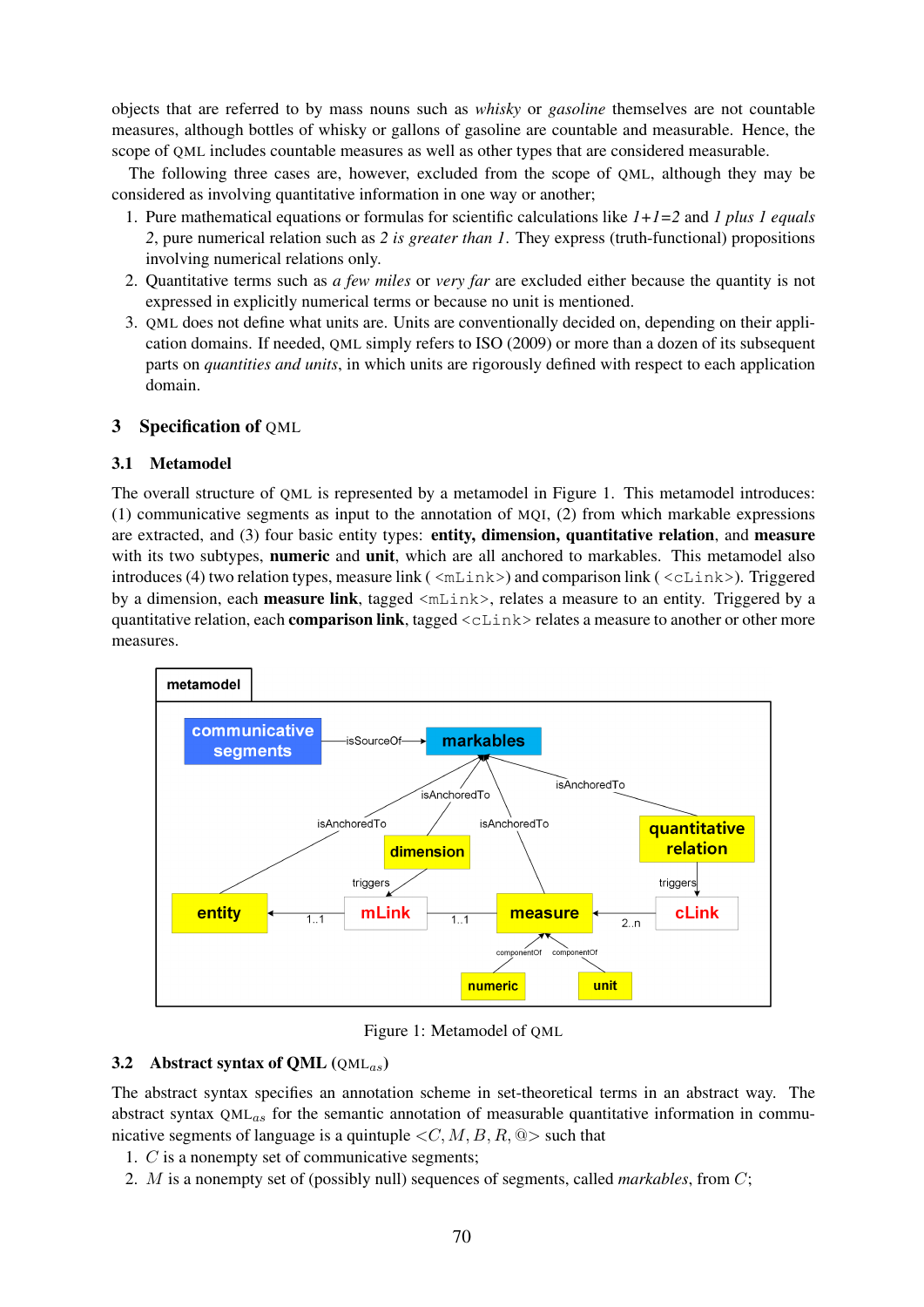objects that are referred to by mass nouns such as *whisky* or *gasoline* themselves are not countable measures, although bottles of whisky or gallons of gasoline are countable and measurable. Hence, the scope of QML includes countable measures as well as other types that are considered measurable.

The following three cases are, however, excluded from the scope of QML, although they may be considered as involving quantitative information in one way or another;

1. Pure mathematical equations or formulas for scientific calculations like *1+1=2* and *1 plus 1 equals 2*, pure numerical relation such as *2 is greater than 1*. They express (truth-functional) propositions involving numerical relations only.
2. Quantitative terms such as *a few miles* or *very far* are excluded either because the quantity is not expressed in explicitly numerical terms or because no unit is mentioned.
3. QML does not define what units are. Units are conventionally decided on, depending on their application domains. If needed, QML simply refers to ISO (2009) or more than a dozen of its subsequent parts on *quantities and units*, in which units are rigorously defined with respect to each application domain.

## 3 Specification of QML

### 3.1 Metamodel

The overall structure of QML is represented by a metamodel in Figure 1. This metamodel introduces: (1) communicative segments as input to the annotation of MQI, (2) from which markable expressions are extracted, and (3) four basic entity types: **entity, dimension, quantitative relation**, and **measure** with its two subtypes, **numeric** and **unit**, which are all anchored to markables. This metamodel also introduces (4) two relation types, measure link ( `<mLink>`) and comparison link ( `<cLink>`). Triggered by a dimension, each **measure link**, tagged `<mLink>`, relates a measure to an entity. Triggered by a quantitative relation, each **comparison link**, tagged `<cLink>` relates a measure to another or other more measures.

Figure 1: Metamodel of QML

### 3.2 Abstract syntax of QML (QML$_{as}$)

The abstract syntax specifies an annotation scheme in set-theoretical terms in an abstract way. The abstract syntax QML$_{as}$ for the semantic annotation of measurable quantitative information in communicative segments of language is a quintuple $<C, M, B, R, @>$ such that

1. $C$ is a nonempty set of communicative segments;
2. $M$ is a nonempty set of (possibly null) sequences of segments, called *markables*, from $C$;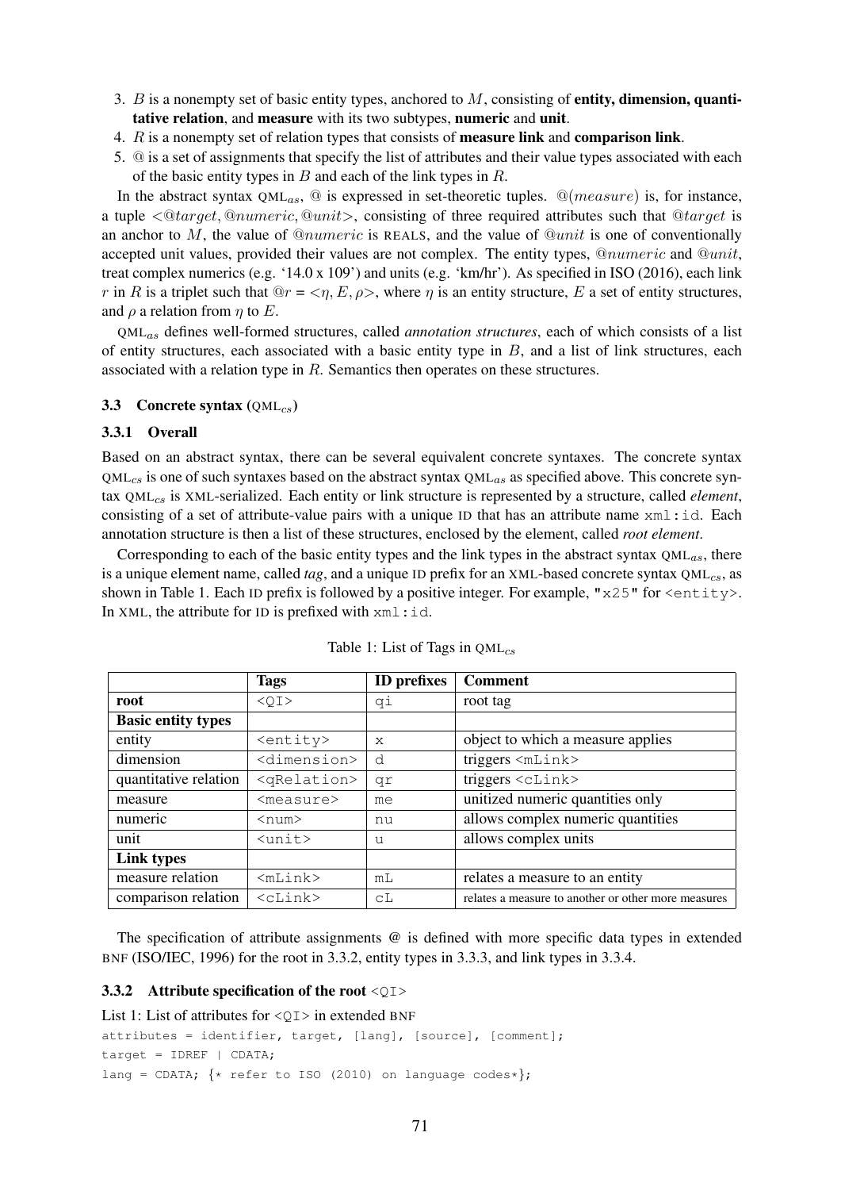3. $B$ is a nonempty set of basic entity types, anchored to $M$, consisting of **entity, dimension, quantitative relation**, and **measure** with its two subtypes, **numeric** and **unit**.
4. $R$ is a nonempty set of relation types that consists of **measure link** and **comparison link**.
5. @ is a set of assignments that specify the list of attributes and their value types associated with each of the basic entity types in $B$ and each of the link types in $R$.

In the abstract syntax QML$_{as}$, @ is expressed in set-theoretic tuples. $@(measure)$ is, for instance, a tuple $<@target, @numeric, @unit>$, consisting of three required attributes such that $@target$ is an anchor to $M$, the value of $@numeric$ is REALS, and the value of $@unit$ is one of conventionally accepted unit values, provided their values are not complex. The entity types, $@numeric$ and $@unit$, treat complex numerics (e.g. '14.0 x 109') and units (e.g. 'km/hr'). As specified in ISO (2016), each link $r$ in $R$ is a triplet such that $@r = <\eta, E, \rho>$, where $\eta$ is an entity structure, $E$ a set of entity structures, and $\rho$ a relation from $\eta$ to $E$.

QML$_{as}$ defines well-formed structures, called *annotation structures*, each of which consists of a list of entity structures, each associated with a basic entity type in $B$, and a list of link structures, each associated with a relation type in $R$. Semantics then operates on these structures.

### 3.3 Concrete syntax (QML$_{cs}$)

#### 3.3.1 Overall

Based on an abstract syntax, there can be several equivalent concrete syntaxes. The concrete syntax QML$_{cs}$ is one of such syntaxes based on the abstract syntax QML$_{as}$ as specified above. This concrete syntax QML$_{cs}$ is XML-serialized. Each entity or link structure is represented by a structure, called *element*, consisting of a set of attribute-value pairs with a unique ID that has an attribute name `xml:id`. Each annotation structure is then a list of these structures, enclosed by the element, called *root element*.

Corresponding to each of the basic entity types and the link types in the abstract syntax QML$_{as}$, there is a unique element name, called *tag*, and a unique ID prefix for an XML-based concrete syntax QML$_{cs}$, as shown in Table 1. Each ID prefix is followed by a positive integer. For example, `"x25"` for `<entity>`. In XML, the attribute for ID is prefixed with `xml:id`.

Table 1: List of Tags in QML$_{cs}$

| | **Tags** | **ID prefixes** | **Comment** |
|---|---|---|---|
| **root** | `<QI>` | `qi` | root tag |
| **Basic entity types** | | | |
| entity | `<entity>` | `x` | object to which a measure applies |
| dimension | `<dimension>` | `d` | triggers `<mLink>` |
| quantitative relation | `<qRelation>` | `qr` | triggers `<cLink>` |
| measure | `<measure>` | `me` | unitized numeric quantities only |
| numeric | `<num>` | `nu` | allows complex numeric quantities |
| unit | `<unit>` | `u` | allows complex units |
| **Link types** | | | |
| measure relation | `<mLink>` | `mL` | relates a measure to an entity |
| comparison relation | `<cLink>` | `cL` | relates a measure to another or other more measures |

The specification of attribute assignments @ is defined with more specific data types in extended BNF (ISO/IEC, 1996) for the root in 3.3.2, entity types in 3.3.3, and link types in 3.3.4.

#### 3.3.2 Attribute specification of the root `<QI>`

List 1: List of attributes for `<QI>` in extended BNF

```
attributes = identifier, target, [lang], [source], [comment];
target = IDREF | CDATA;
lang = CDATA; {* refer to ISO (2010) on language codes*};
```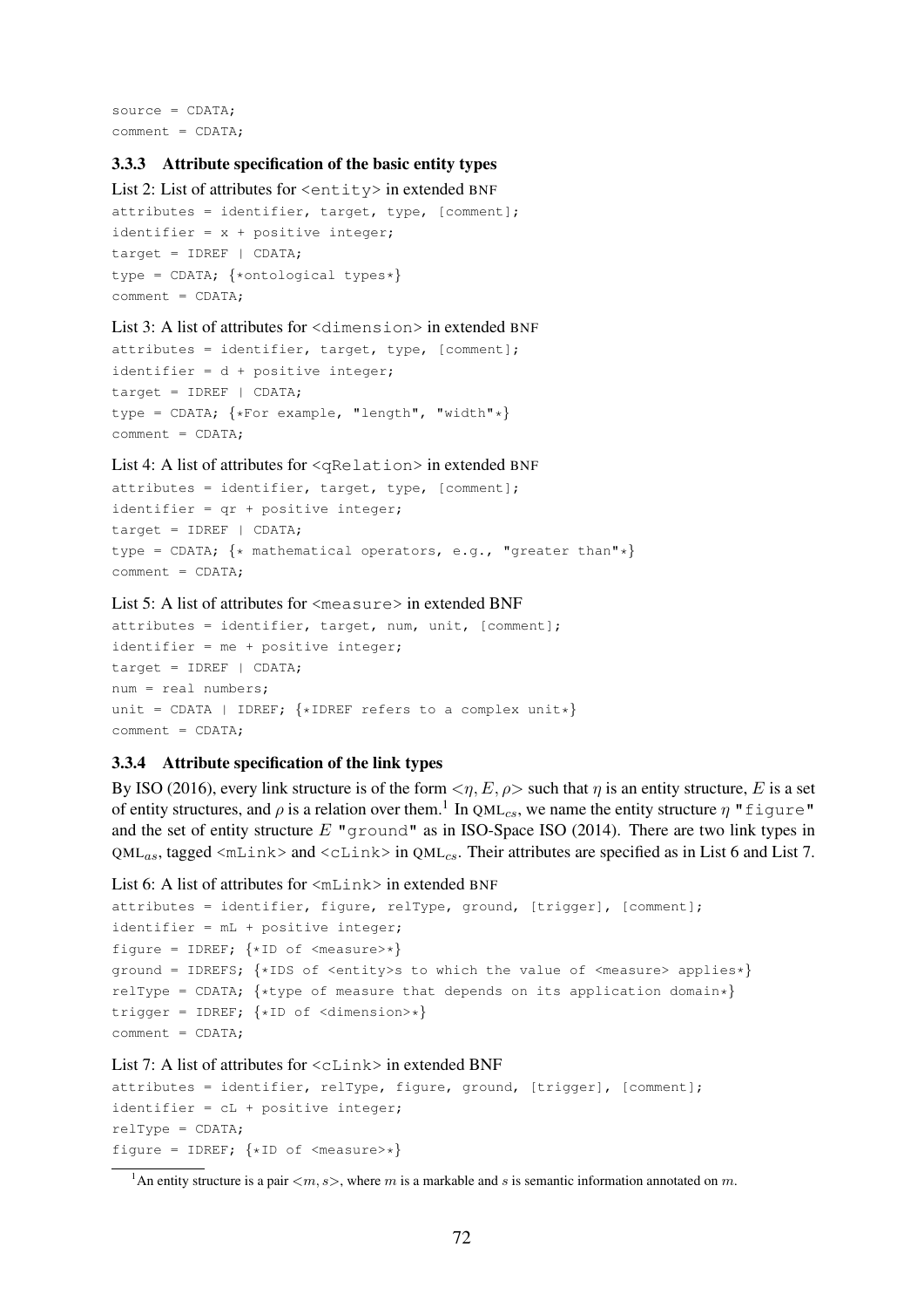```
source = CDATA;
comment = CDATA;
```

### 3.3.3 Attribute specification of the basic entity types

List 2: List of attributes for <entity> in extended BNF

```
attributes = identifier, target, type, [comment];
identifier = x + positive integer;
target = IDREF | CDATA;
type = CDATA; {*ontological types*}
comment = CDATA;
```

List 3: A list of attributes for <dimension> in extended BNF

```
attributes = identifier, target, type, [comment];
identifier = d + positive integer;
target = IDREF | CDATA;
type = CDATA; {*For example, "length", "width"*}
comment = CDATA;
```

List 4: A list of attributes for <qRelation> in extended BNF

```
attributes = identifier, target, type, [comment];
identifier = qr + positive integer;
target = IDREF | CDATA;
type = CDATA; {* mathematical operators, e.g., "greater than"*}
comment = CDATA;
```

List 5: A list of attributes for <measure> in extended BNF

```
attributes = identifier, target, num, unit, [comment];
identifier = me + positive integer;
target = IDREF | CDATA;
num = real numbers;
unit = CDATA | IDREF; {*IDREF refers to a complex unit*}
comment = CDATA;
```

### 3.3.4 Attribute specification of the link types

By ISO (2016), every link structure is of the form $<\eta, E, \rho>$ such that $\eta$ is an entity structure, $E$ is a set of entity structures, and $\rho$ is a relation over them.[1] In QML$_{cs}$, we name the entity structure $\eta$ "figure" and the set of entity structure $E$ "ground" as in ISO-Space ISO (2014). There are two link types in QML$_{as}$, tagged <mLink> and <cLink> in QML$_{cs}$. Their attributes are specified as in List 6 and List 7.

List 6: A list of attributes for <mLink> in extended BNF

```
attributes = identifier, figure, relType, ground, [trigger], [comment];
identifier = mL + positive integer;
figure = IDREF; {*ID of <measure>*}
ground = IDREFS; {*IDS of <entity>s to which the value of <measure> applies*}
relType = CDATA; {*type of measure that depends on its application domain*}
trigger = IDREF; {*ID of <dimension>*}
comment = CDATA;
```

List 7: A list of attributes for <cLink> in extended BNF

```
attributes = identifier, relType, figure, ground, [trigger], [comment];
identifier = cL + positive integer;
relType = CDATA;
figure = IDREF; {*ID of <measure>*}
```

[1] An entity structure is a pair $<m, s>$, where $m$ is a markable and $s$ is semantic information annotated on $m$.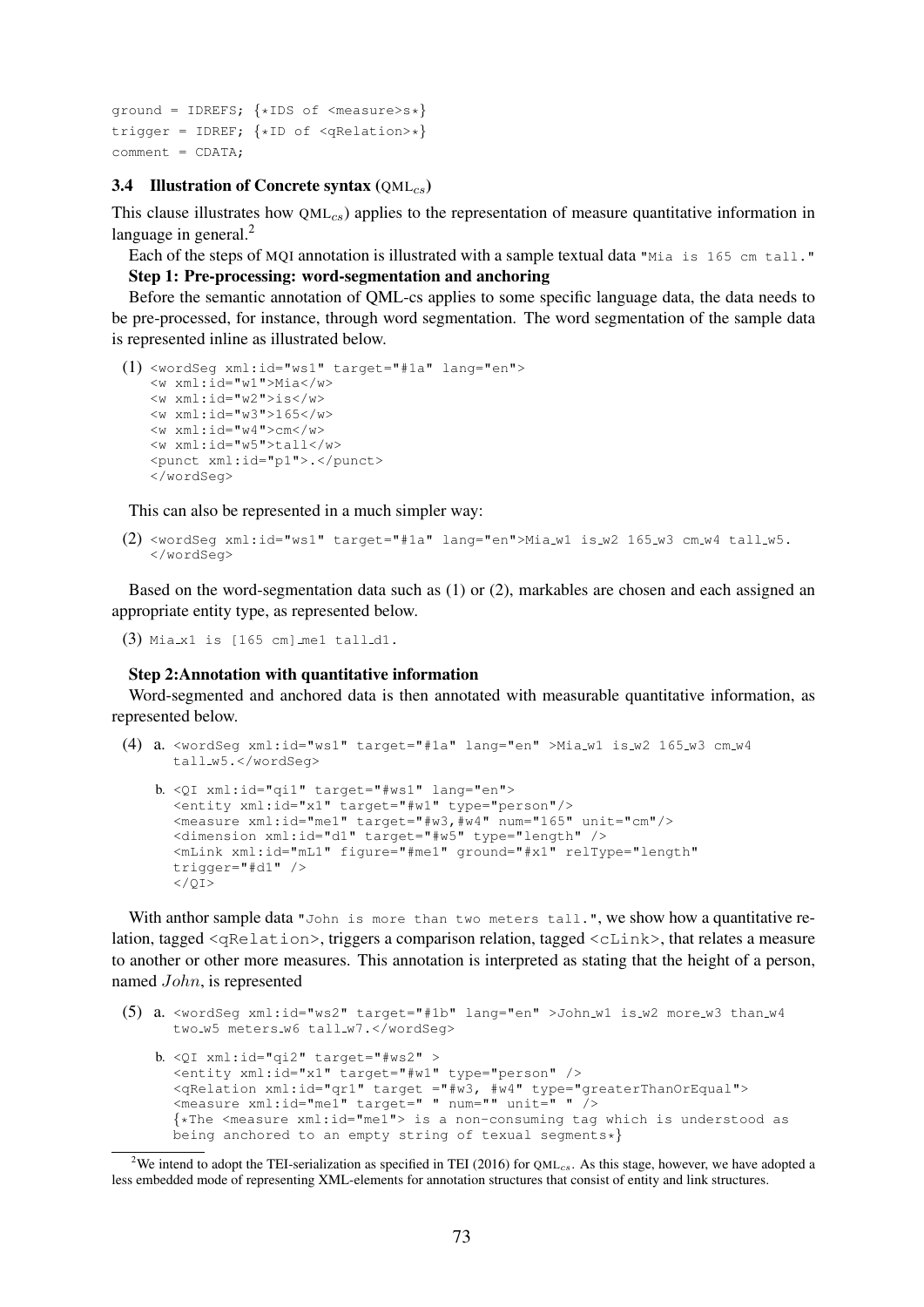```
ground = IDREFS; {*IDS of <measure>s*}
trigger = IDREF; {*ID of <qRelation>*}
comment = CDATA;
```

### 3.4 Illustration of Concrete syntax (QML$_{cs}$)

This clause illustrates how QML$_{cs}$) applies to the representation of measure quantitative information in language in general.[2]

Each of the steps of MQI annotation is illustrated with a sample textual data "Mia is 165 cm tall."

**Step 1: Pre-processing: word-segmentation and anchoring**

Before the semantic annotation of QML-cs applies to some specific language data, the data needs to be pre-processed, for instance, through word segmentation. The word segmentation of the sample data is represented inline as illustrated below.

(1)
```
<wordSeg xml:id="ws1" target="#1a" lang="en">
<w xml:id="w1">Mia</w>
<w xml:id="w2">is</w>
<w xml:id="w3">165</w>
<w xml:id="w4">cm</w>
<w xml:id="w5">tall</w>
<punct xml:id="p1">.</punct>
</wordSeg>
```

This can also be represented in a much simpler way:

(2)
```
<wordSeg xml:id="ws1" target="#1a" lang="en">Mia_w1 is_w2 165_w3 cm_w4 tall_w5.
</wordSeg>
```

Based on the word-segmentation data such as (1) or (2), markables are chosen and each assigned an appropriate entity type, as represented below.

(3)
```
Mia_x1 is [165 cm]_me1 tall_d1.
```

**Step 2:Annotation with quantitative information**

Word-segmented and anchored data is then annotated with measurable quantitative information, as represented below.

(4) a.
```
<wordSeg xml:id="ws1" target="#1a" lang="en" >Mia_w1 is_w2 165_w3 cm_w4
tall_w5.</wordSeg>
```

b.
```
<QI xml:id="qi1" target="#ws1" lang="en">
<entity xml:id="x1" target="#w1" type="person"/>
<measure xml:id="me1" target="#w3,#w4" num="165" unit="cm"/>
<dimension xml:id="d1" target="#w5" type="length" />
<mLink xml:id="mL1" figure="#me1" ground="#x1" relType="length"
trigger="#d1" />
</QI>
```

With anthor sample data "John is more than two meters tall.", we show how a quantitative relation, tagged <qRelation>, triggers a comparison relation, tagged <cLink>, that relates a measure to another or other more measures. This annotation is interpreted as stating that the height of a person, named *John*, is represented

(5) a.
```
<wordSeg xml:id="ws2" target="#1b" lang="en" >John_w1 is_w2 more_w3 than_w4
two_w5 meters_w6 tall_w7.</wordSeg>
```

b.
```
<QI xml:id="qi2" target="#ws2" >
<entity xml:id="x1" target="#w1" type="person" />
<qRelation xml:id="qr1" target ="#w3, #w4" type="greaterThanOrEqual">
<measure xml:id="me1" target=" " num="" unit=" " />
{*The <measure xml:id="me1"> is a non-consuming tag which is understood as
being anchored to an empty string of texual segments*}
```

[2] We intend to adopt the TEI-serialization as specified in TEI (2016) for QML$_{cs}$. As this stage, however, we have adopted a less embedded mode of representing XML-elements for annotation structures that consist of entity and link structures.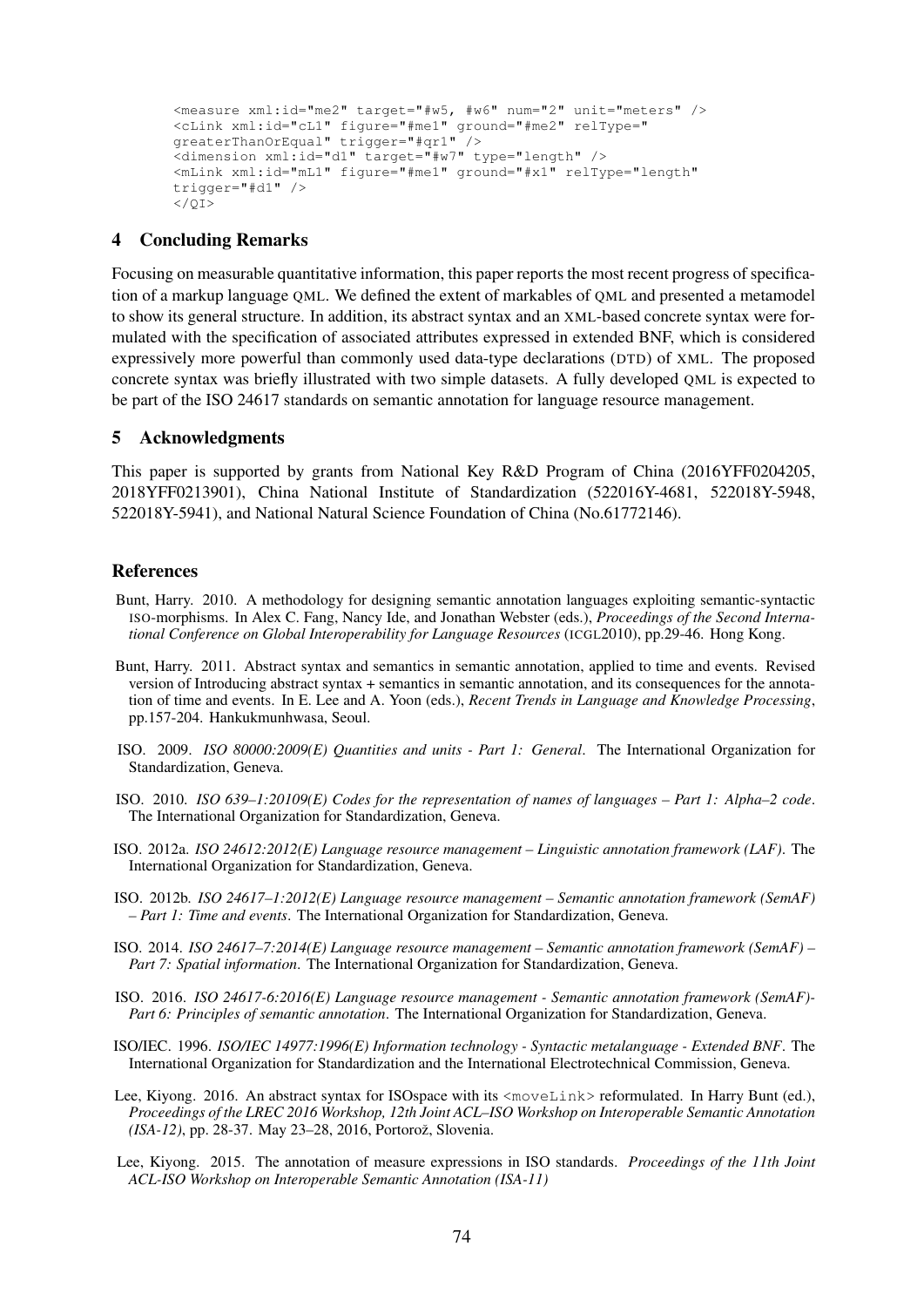```
<measure xml:id="me2" target="#w5, #w6" num="2" unit="meters" />
<cLink xml:id="cL1" figure="#me1" ground="#me2" relType="
greaterThanOrEqual" trigger="#qr1" />
<dimension xml:id="d1" target="#w7" type="length" />
<mLink xml:id="mL1" figure="#me1" ground="#x1" relType="length"
trigger="#d1" />
</QI>
```

## 4 Concluding Remarks

Focusing on measurable quantitative information, this paper reports the most recent progress of specification of a markup language QML. We defined the extent of markables of QML and presented a metamodel to show its general structure. In addition, its abstract syntax and an XML-based concrete syntax were formulated with the specification of associated attributes expressed in extended BNF, which is considered expressively more powerful than commonly used data-type declarations (DTD) of XML. The proposed concrete syntax was briefly illustrated with two simple datasets. A fully developed QML is expected to be part of the ISO 24617 standards on semantic annotation for language resource management.

## 5 Acknowledgments

This paper is supported by grants from National Key R&D Program of China (2016YFF0204205, 2018YFF0213901), China National Institute of Standardization (522016Y-4681, 522018Y-5948, 522018Y-5941), and National Natural Science Foundation of China (No.61772146).

## References

Bunt, Harry. 2010. A methodology for designing semantic annotation languages exploiting semantic-syntactic ISO-morphisms. In Alex C. Fang, Nancy Ide, and Jonathan Webster (eds.), *Proceedings of the Second International Conference on Global Interoperability for Language Resources* (ICGL2010), pp.29-46. Hong Kong.

Bunt, Harry. 2011. Abstract syntax and semantics in semantic annotation, applied to time and events. Revised version of Introducing abstract syntax + semantics in semantic annotation, and its consequences for the annotation of time and events. In E. Lee and A. Yoon (eds.), *Recent Trends in Language and Knowledge Processing*, pp.157-204. Hankukmunhwasa, Seoul.

ISO. 2009. *ISO 80000:2009(E) Quantities and units - Part 1: General*. The International Organization for Standardization, Geneva.

ISO. 2010. *ISO 639–1:20109(E) Codes for the representation of names of languages – Part 1: Alpha–2 code*. The International Organization for Standardization, Geneva.

ISO. 2012a. *ISO 24612:2012(E) Language resource management – Linguistic annotation framework (LAF)*. The International Organization for Standardization, Geneva.

ISO. 2012b. *ISO 24617–1:2012(E) Language resource management – Semantic annotation framework (SemAF) – Part 1: Time and events*. The International Organization for Standardization, Geneva.

ISO. 2014. *ISO 24617–7:2014(E) Language resource management – Semantic annotation framework (SemAF) – Part 7: Spatial information*. The International Organization for Standardization, Geneva.

ISO. 2016. *ISO 24617-6:2016(E) Language resource management - Semantic annotation framework (SemAF)- Part 6: Principles of semantic annotation*. The International Organization for Standardization, Geneva.

ISO/IEC. 1996. *ISO/IEC 14977:1996(E) Information technology - Syntactic metalanguage - Extended BNF*. The International Organization for Standardization and the International Electrotechnical Commission, Geneva.

Lee, Kiyong. 2016. An abstract syntax for ISOspace with its `<moveLink>` reformulated. In Harry Bunt (ed.), *Proceedings of the LREC 2016 Workshop, 12th Joint ACL–ISO Workshop on Interoperable Semantic Annotation (ISA-12)*, pp. 28-37. May 23–28, 2016, Portorož, Slovenia.

Lee, Kiyong. 2015. The annotation of measure expressions in ISO standards. *Proceedings of the 11th Joint ACL-ISO Workshop on Interoperable Semantic Annotation (ISA-11)*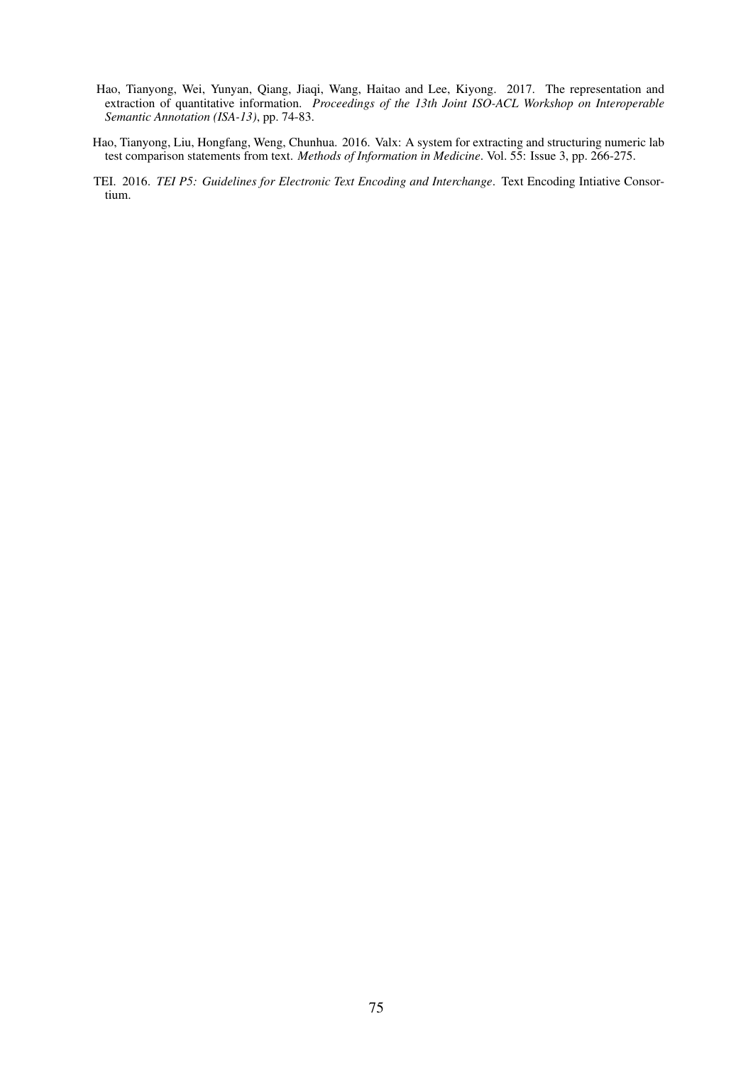Hao, Tianyong, Wei, Yunyan, Qiang, Jiaqi, Wang, Haitao and Lee, Kiyong. 2017. The representation and extraction of quantitative information. *Proceedings of the 13th Joint ISO-ACL Workshop on Interoperable Semantic Annotation (ISA-13)*, pp. 74-83.

Hao, Tianyong, Liu, Hongfang, Weng, Chunhua. 2016. Valx: A system for extracting and structuring numeric lab test comparison statements from text. *Methods of Information in Medicine*. Vol. 55: Issue 3, pp. 266-275.

TEI. 2016. *TEI P5: Guidelines for Electronic Text Encoding and Interchange*. Text Encoding Intiative Consortium.